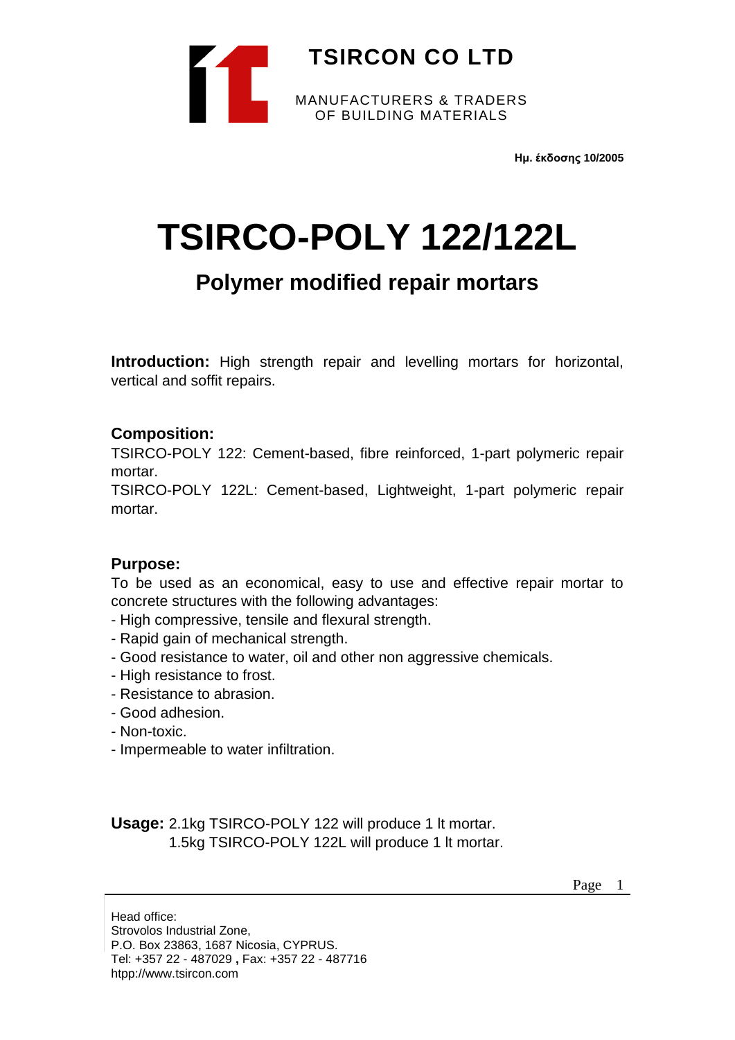**TSIRCON CO LTD**

MANUFACTURERS & TRADERS
OF BUILDING MATERIALS

**Ημ. έκδοσης 10/2005**

# TSIRCO-POLY 122/122L

## Polymer modified repair mortars

**Introduction:** High strength repair and levelling mortars for horizontal, vertical and soffit repairs.

### Composition:

TSIRCO-POLY 122: Cement-based, fibre reinforced, 1-part polymeric repair mortar.
TSIRCO-POLY 122L: Cement-based, Lightweight, 1-part polymeric repair mortar.

### Purpose:

To be used as an economical, easy to use and effective repair mortar to concrete structures with the following advantages:

- High compressive, tensile and flexural strength.
- Rapid gain of mechanical strength.
- Good resistance to water, oil and other non aggressive chemicals.
- High resistance to frost.
- Resistance to abrasion.
- Good adhesion.
- Non-toxic.
- Impermeable to water infiltration.

**Usage:** 2.1kg TSIRCO-POLY 122 will produce 1 lt mortar.
1.5kg TSIRCO-POLY 122L will produce 1 lt mortar.

Head office:
Strovolos Industrial Zone,
P.O. Box 23863, 1687 Nicosia, CYPRUS.
Tel: +357 22 - 487029 **,** Fax: +357 22 - 487716
htpp://www.tsircon.com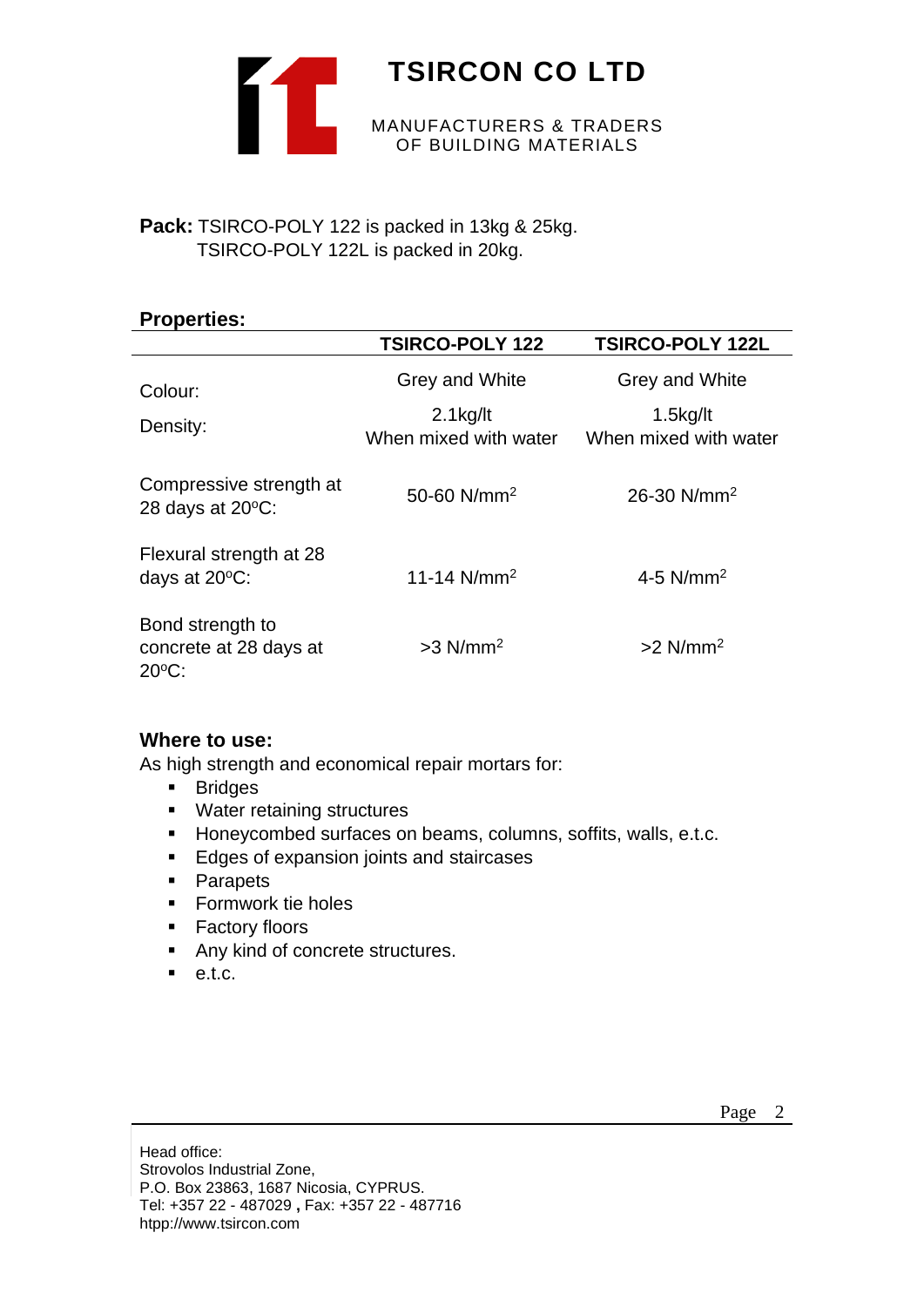**Pack:** TSIRCO-POLY 122 is packed in 13kg & 25kg.
TSIRCO-POLY 122L is packed in 20kg.

**Properties:**

| | TSIRCO-POLY 122 | TSIRCO-POLY 122L |
|---|---|---|
| Colour: | Grey and White | Grey and White |
| Density: | 2.1kg/lt When mixed with water | 1.5kg/lt When mixed with water |
| Compressive strength at 28 days at 20°C: | 50-60 N/mm$^2$ | 26-30 N/mm$^2$ |
| Flexural strength at 28 days at 20°C: | 11-14 N/mm$^2$ | 4-5 N/mm$^2$ |
| Bond strength to concrete at 28 days at 20°C: | >3 N/mm$^2$ | >2 N/mm$^2$ |

**Where to use:**

As high strength and economical repair mortars for:

- Bridges
- Water retaining structures
- Honeycombed surfaces on beams, columns, soffits, walls, e.t.c.
- Edges of expansion joints and staircases
- Parapets
- Formwork tie holes
- Factory floors
- Any kind of concrete structures.
- e.t.c.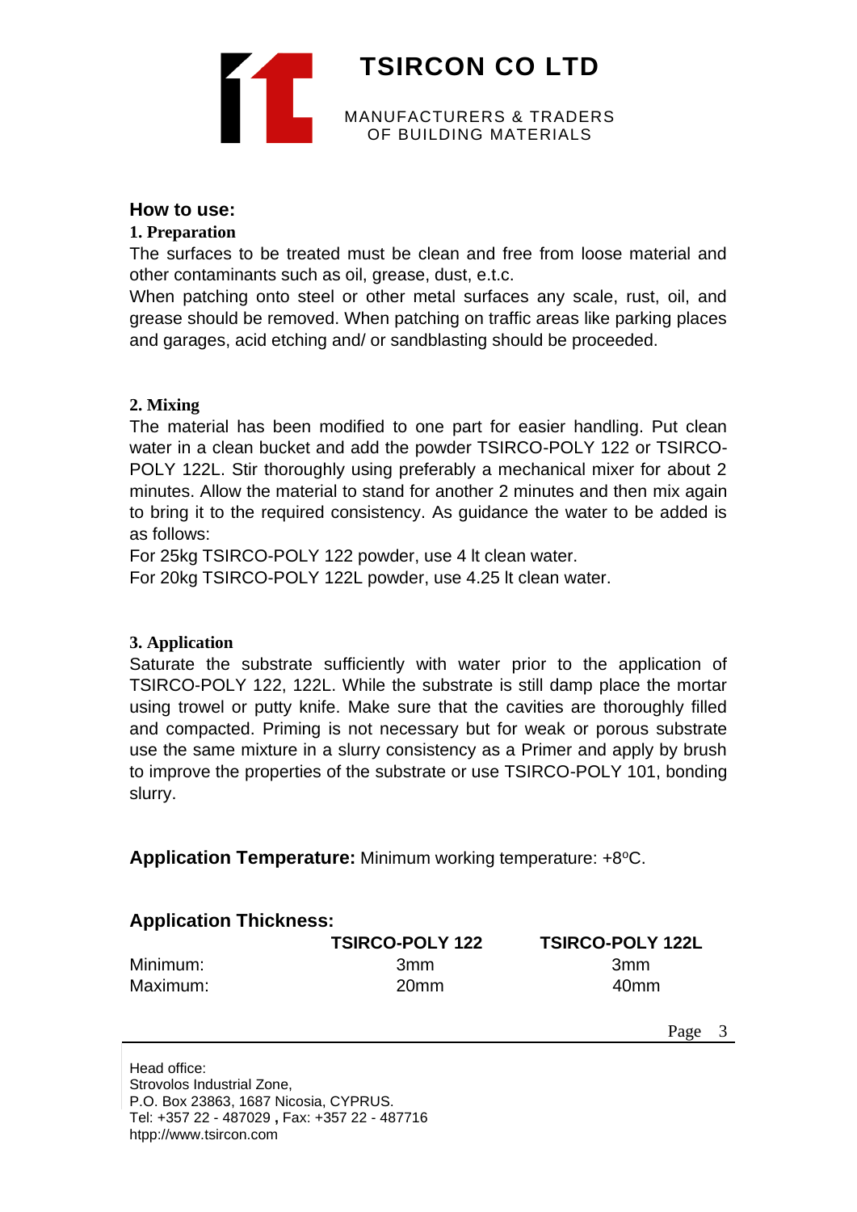## How to use:

### 1. Preparation

The surfaces to be treated must be clean and free from loose material and other contaminants such as oil, grease, dust, e.t.c.

When patching onto steel or other metal surfaces any scale, rust, oil, and grease should be removed. When patching on traffic areas like parking places and garages, acid etching and/ or sandblasting should be proceeded.

### 2. Mixing

The material has been modified to one part for easier handling. Put clean water in a clean bucket and add the powder TSIRCO-POLY 122 or TSIRCO-POLY 122L. Stir thoroughly using preferably a mechanical mixer for about 2 minutes. Allow the material to stand for another 2 minutes and then mix again to bring it to the required consistency. As guidance the water to be added is as follows:

For 25kg TSIRCO-POLY 122 powder, use 4 lt clean water.
For 20kg TSIRCO-POLY 122L powder, use 4.25 lt clean water.

### 3. Application

Saturate the substrate sufficiently with water prior to the application of TSIRCO-POLY 122, 122L. While the substrate is still damp place the mortar using trowel or putty knife. Make sure that the cavities are thoroughly filled and compacted. Priming is not necessary but for weak or porous substrate use the same mixture in a slurry consistency as a Primer and apply by brush to improve the properties of the substrate or use TSIRCO-POLY 101, bonding slurry.

**Application Temperature:** Minimum working temperature: +8$^{o}$C.

**Application Thickness:**

| | TSIRCO-POLY 122 | TSIRCO-POLY 122L |
|---|---|---|
| Minimum: | 3mm | 3mm |
| Maximum: | 20mm | 40mm |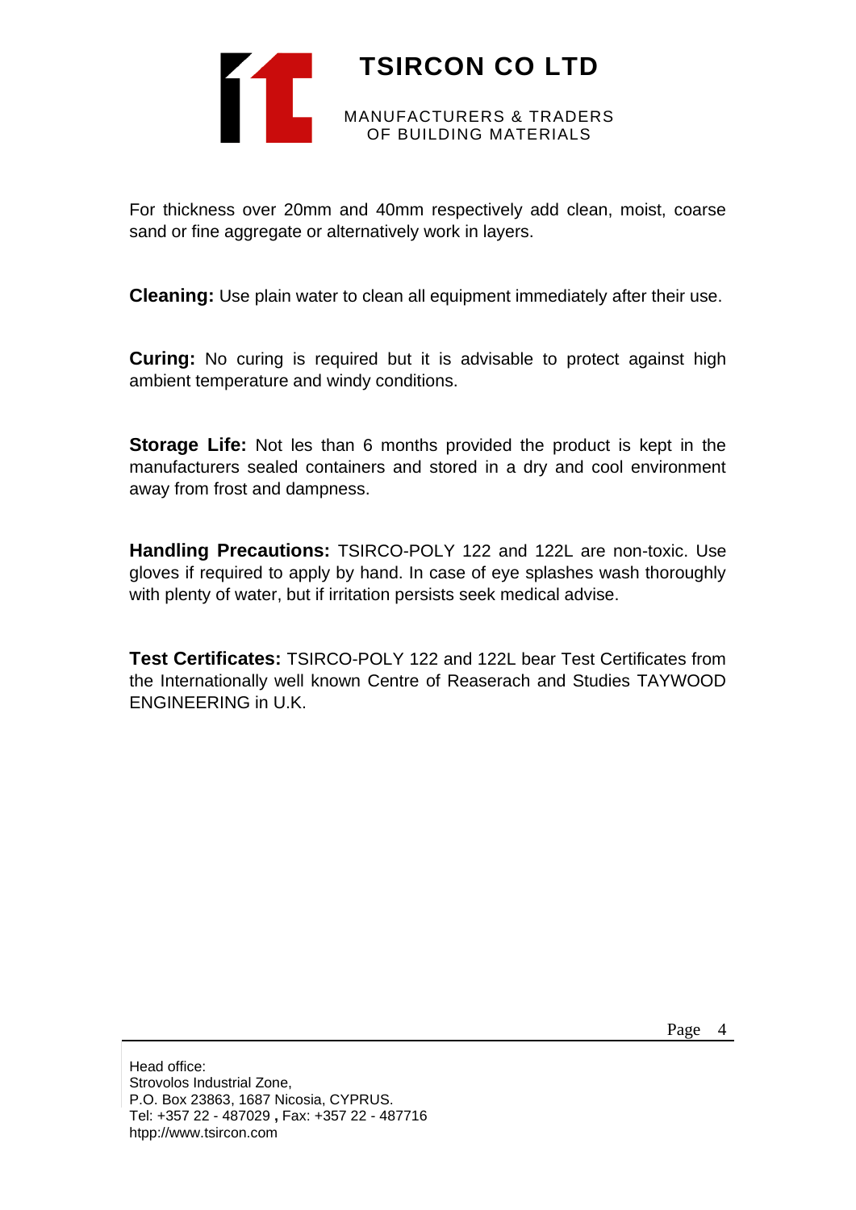For thickness over 20mm and 40mm respectively add clean, moist, coarse sand or fine aggregate or alternatively work in layers.

**Cleaning:** Use plain water to clean all equipment immediately after their use.

**Curing:** No curing is required but it is advisable to protect against high ambient temperature and windy conditions.

**Storage Life:** Not les than 6 months provided the product is kept in the manufacturers sealed containers and stored in a dry and cool environment away from frost and dampness.

**Handling Precautions:** TSIRCO-POLY 122 and 122L are non-toxic. Use gloves if required to apply by hand. In case of eye splashes wash thoroughly with plenty of water, but if irritation persists seek medical advise.

**Test Certificates:** TSIRCO-POLY 122 and 122L bear Test Certificates from the Internationally well known Centre of Reaserach and Studies TAYWOOD ENGINEERING in U.K.